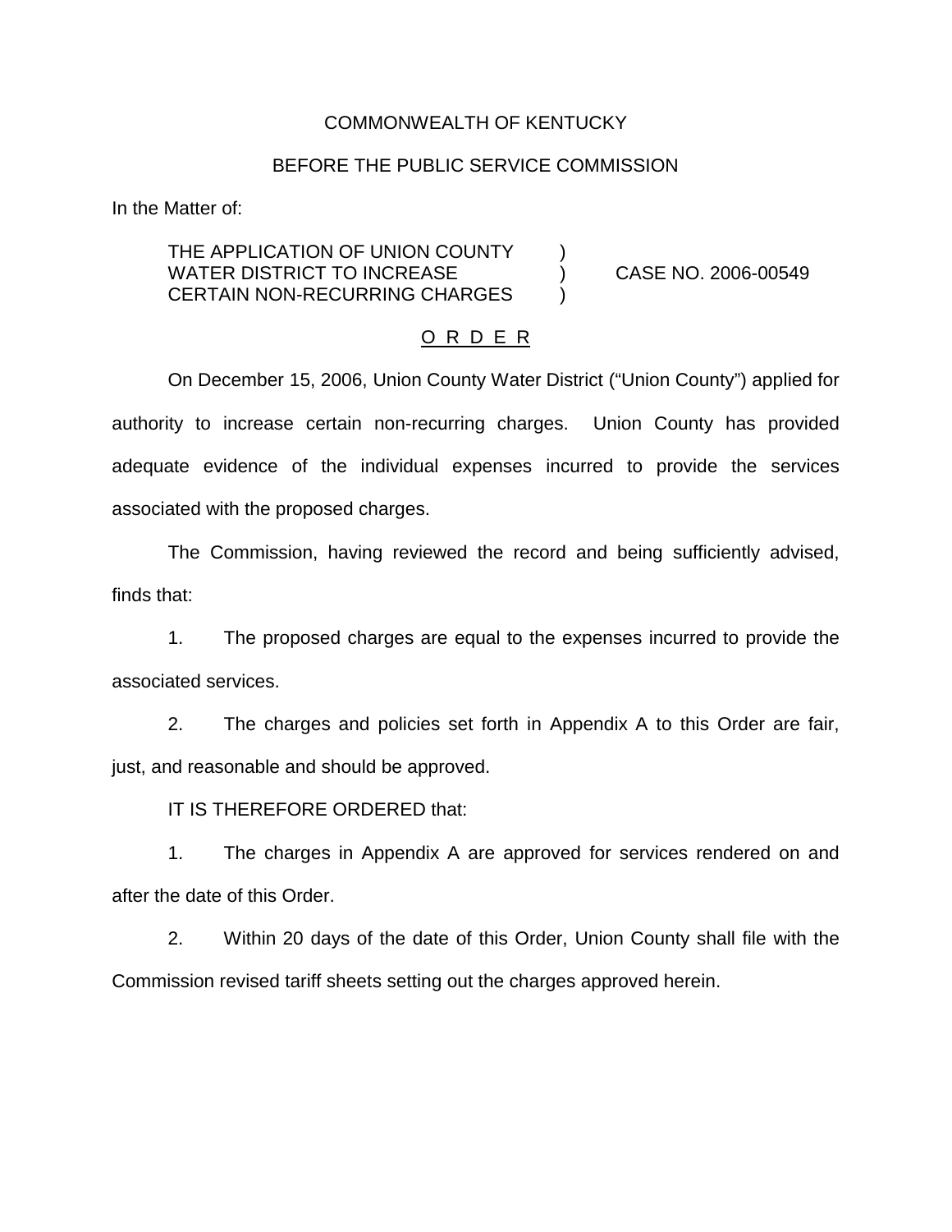COMMONWEALTH OF KENTUCKY

BEFORE THE PUBLIC SERVICE COMMISSION

In the Matter of:

THE APPLICATION OF UNION COUNTY WATER DISTRICT TO INCREASE CERTAIN NON-RECURRING CHARGES ) CASE NO. 2006-00549

O R D E R

On December 15, 2006, Union County Water District ("Union County") applied for authority to increase certain non-recurring charges. Union County has provided adequate evidence of the individual expenses incurred to provide the services associated with the proposed charges.

The Commission, having reviewed the record and being sufficiently advised, finds that:

1. The proposed charges are equal to the expenses incurred to provide the associated services.

2. The charges and policies set forth in Appendix A to this Order are fair, just, and reasonable and should be approved.

IT IS THEREFORE ORDERED that:

1. The charges in Appendix A are approved for services rendered on and after the date of this Order.

2. Within 20 days of the date of this Order, Union County shall file with the Commission revised tariff sheets setting out the charges approved herein.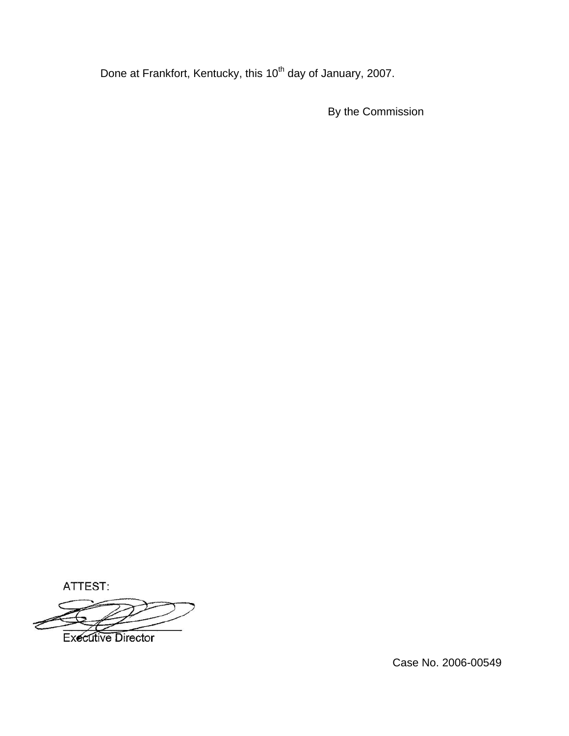Done at Frankfort, Kentucky, this 10th day of January, 2007.

By the Commission

ATTEST:

Executive Director

Case No. 2006-00549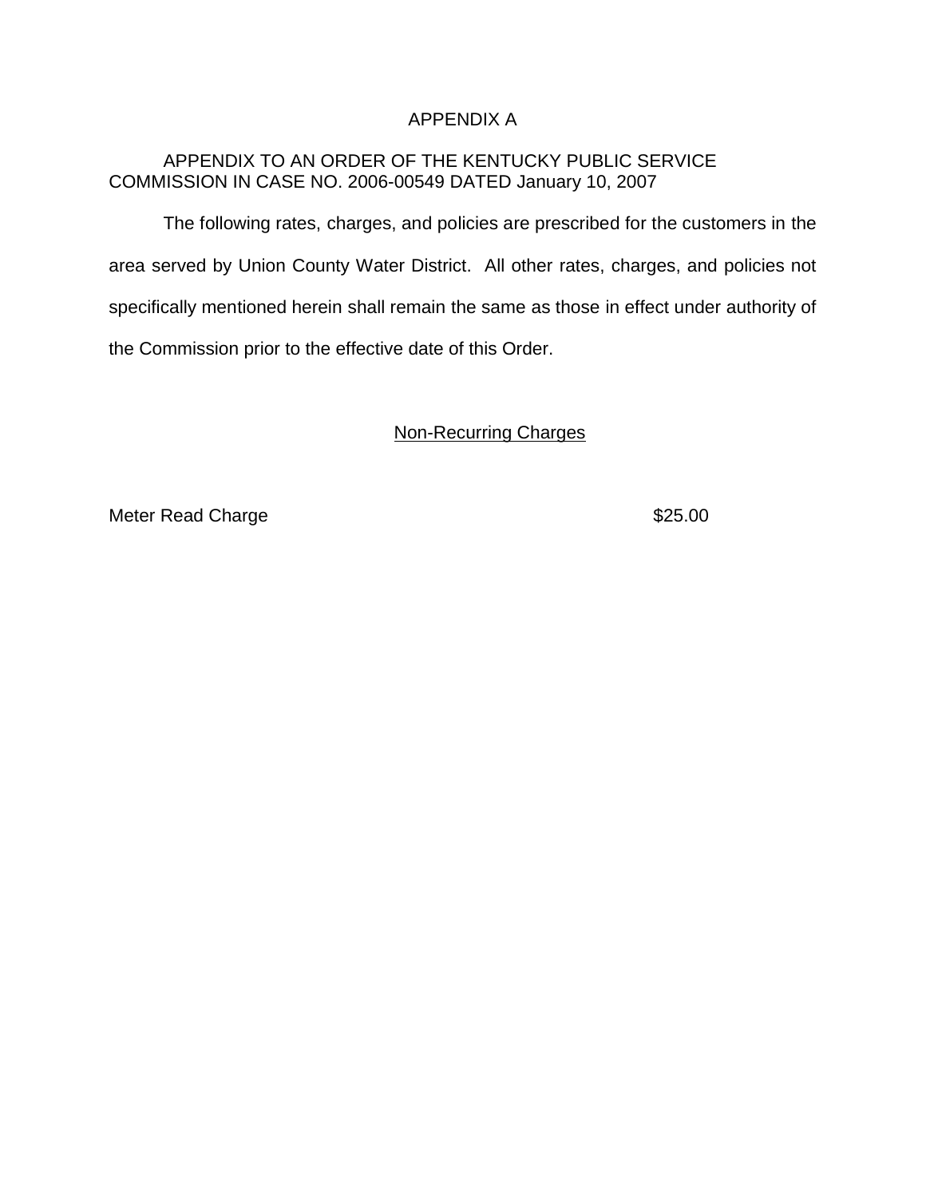# APPENDIX A

APPENDIX TO AN ORDER OF THE KENTUCKY PUBLIC SERVICE COMMISSION IN CASE NO. 2006-00549 DATED January 10, 2007

The following rates, charges, and policies are prescribed for the customers in the area served by Union County Water District. All other rates, charges, and policies not specifically mentioned herein shall remain the same as those in effect under authority of the Commission prior to the effective date of this Order.

## Non-Recurring Charges

| | |
|---|---|
| Meter Read Charge | $25.00 |